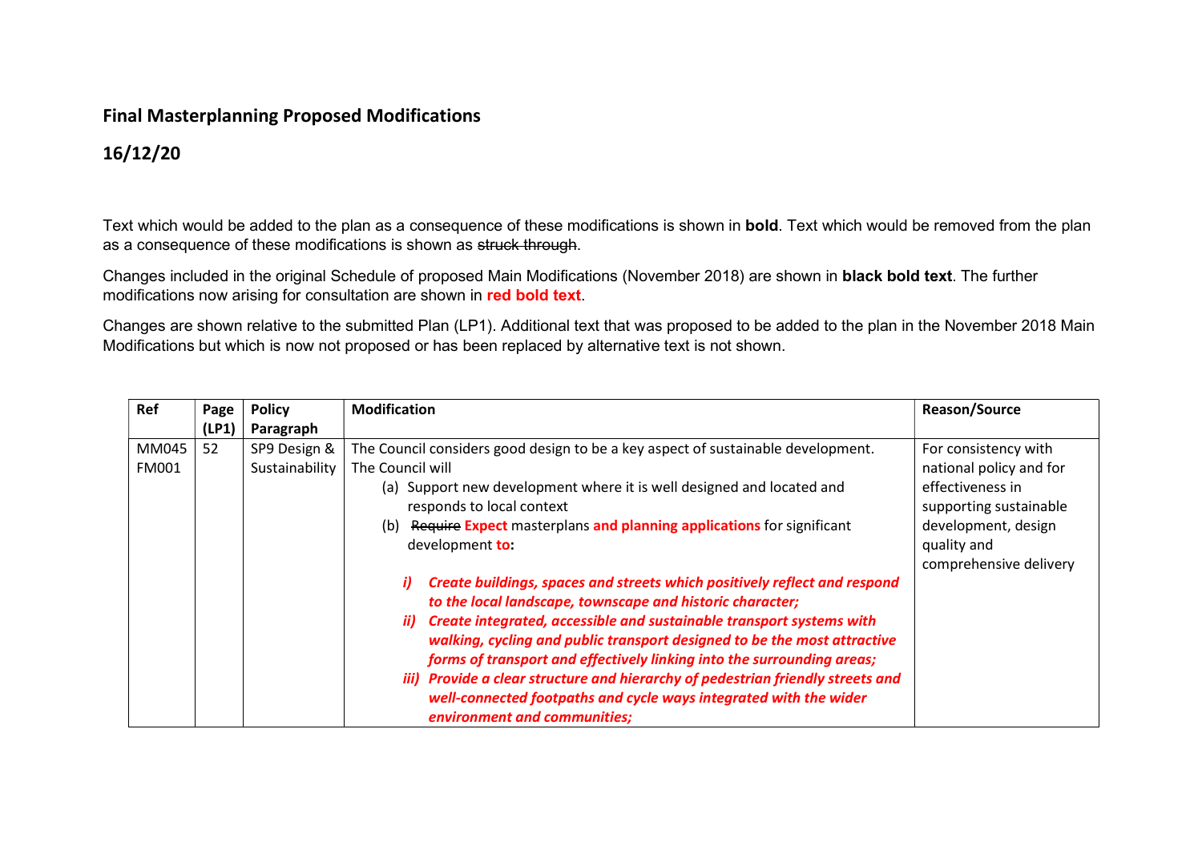## Final Masterplanning Proposed Modifications

## 16/12/20

Text which would be added to the plan as a consequence of these modifications is shown in **bold**. Text which would be removed from the plan as a consequence of these modifications is shown as ~~struck through~~.

Changes included in the original Schedule of proposed Main Modifications (November 2018) are shown in **black bold text**. The further modifications now arising for consultation are shown in **red bold text**.

Changes are shown relative to the submitted Plan (LP1). Additional text that was proposed to be added to the plan in the November 2018 Main Modifications but which is now not proposed or has been replaced by alternative text is not shown.

| Ref | Page (LP1) | Policy Paragraph | Modification | Reason/Source |
|---|---|---|---|---|
| MM045 FM001 | 52 | SP9 Design & Sustainability | The Council considers good design to be a key aspect of sustainable development. The Council will<br>(a) Support new development where it is well designed and located and responds to local context<br>(b) ~~Require~~ **Expect** masterplans **and planning applications** for significant development **to:**<br>***i) Create buildings, spaces and streets which positively reflect and respond to the local landscape, townscape and historic character;***<br>***ii) Create integrated, accessible and sustainable transport systems with walking, cycling and public transport designed to be the most attractive forms of transport and effectively linking into the surrounding areas;***<br>***iii) Provide a clear structure and hierarchy of pedestrian friendly streets and well-connected footpaths and cycle ways integrated with the wider environment and communities;*** | For consistency with national policy and for effectiveness in supporting sustainable development, design quality and comprehensive delivery |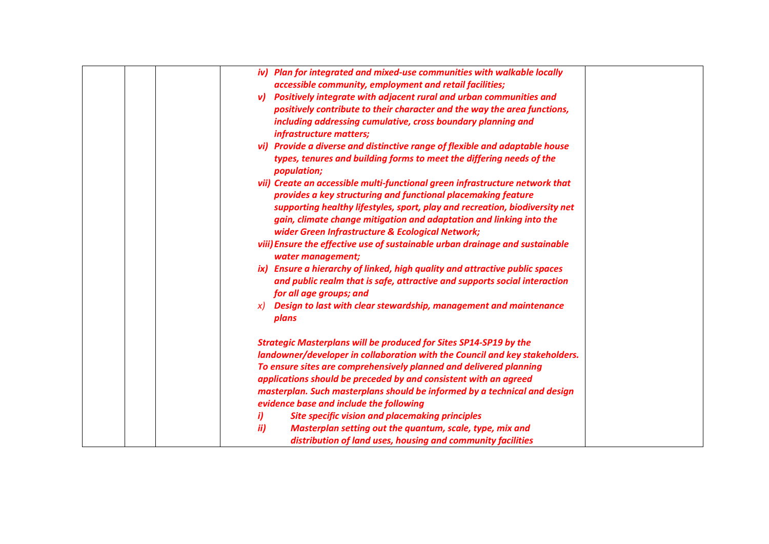| | | | | |
|---|---|---|---|---|
| | | | ***iv) Plan for integrated and mixed-use communities with walkable locally accessible community, employment and retail facilities;***<br>***v) Positively integrate with adjacent rural and urban communities and positively contribute to their character and the way the area functions, including addressing cumulative, cross boundary planning and infrastructure matters;***<br>***vi) Provide a diverse and distinctive range of flexible and adaptable house types, tenures and building forms to meet the differing needs of the population;***<br>***vii) Create an accessible multi-functional green infrastructure network that provides a key structuring and functional placemaking feature supporting healthy lifestyles, sport, play and recreation, biodiversity net gain, climate change mitigation and adaptation and linking into the wider Green Infrastructure & Ecological Network;***<br>***viii) Ensure the effective use of sustainable urban drainage and sustainable water management;***<br>***ix) Ensure a hierarchy of linked, high quality and attractive public spaces and public realm that is safe, attractive and supports social interaction for all age groups; and***<br>*x)* ***Design to last with clear stewardship, management and maintenance plans***<br><br>***Strategic Masterplans will be produced for Sites SP14-SP19 by the landowner/developer in collaboration with the Council and key stakeholders. To ensure sites are comprehensively planned and delivered planning applications should be preceded by and consistent with an agreed masterplan. Such masterplans should be informed by a technical and design evidence base and include the following***<br>***i) Site specific vision and placemaking principles***<br>***ii) Masterplan setting out the quantum, scale, type, mix and distribution of land uses, housing and community facilities*** | |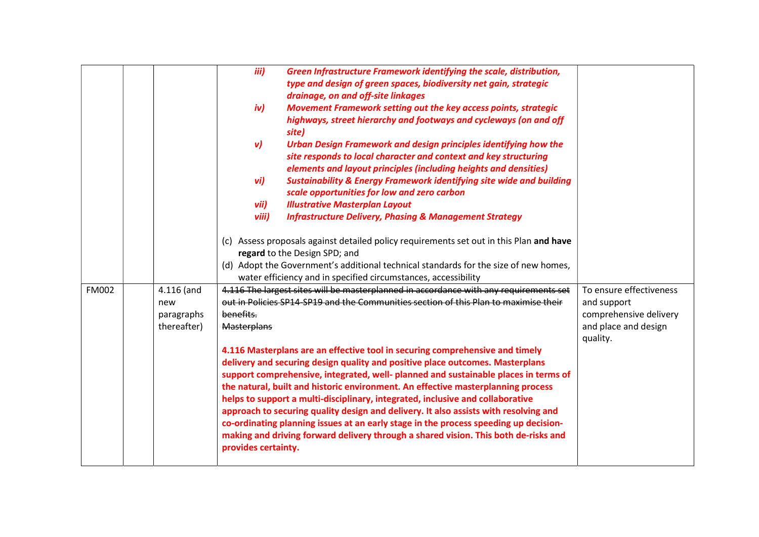| | | | | |
|---|---|---|---|---|
| | | | ***iii) Green Infrastructure Framework identifying the scale, distribution, type and design of green spaces, biodiversity net gain, strategic drainage, on and off-site linkages***<br>***iv) Movement Framework setting out the key access points, strategic highways, street hierarchy and footways and cycleways (on and off site)***<br>***v) Urban Design Framework and design principles identifying how the site responds to local character and context and key structuring elements and layout principles (including heights and densities)***<br>***vi) Sustainability & Energy Framework identifying site wide and building scale opportunities for low and zero carbon***<br>***vii) Illustrative Masterplan Layout***<br>***viii) Infrastructure Delivery, Phasing & Management Strategy***<br><br>(c) Assess proposals against detailed policy requirements set out in this Plan **and have regard** to the Design SPD; and<br>(d) Adopt the Government's additional technical standards for the size of new homes, water efficiency and in specified circumstances, accessibility | |
| FM002 | | 4.116 (and new paragraphs thereafter) | ~~4.116 The largest sites will be masterplanned in accordance with any requirements set out in Policies SP14-SP19 and the Communities section of this Plan to maximise their benefits.~~<br>~~Masterplans~~<br><br>**4.116 Masterplans are an effective tool in securing comprehensive and timely delivery and securing design quality and positive place outcomes. Masterplans support comprehensive, integrated, well- planned and sustainable places in terms of the natural, built and historic environment. An effective masterplanning process helps to support a multi-disciplinary, integrated, inclusive and collaborative approach to securing quality design and delivery. It also assists with resolving and co-ordinating planning issues at an early stage in the process speeding up decision-making and driving forward delivery through a shared vision. This both de-risks and provides certainty.** | To ensure effectiveness and support comprehensive delivery and place and design quality. |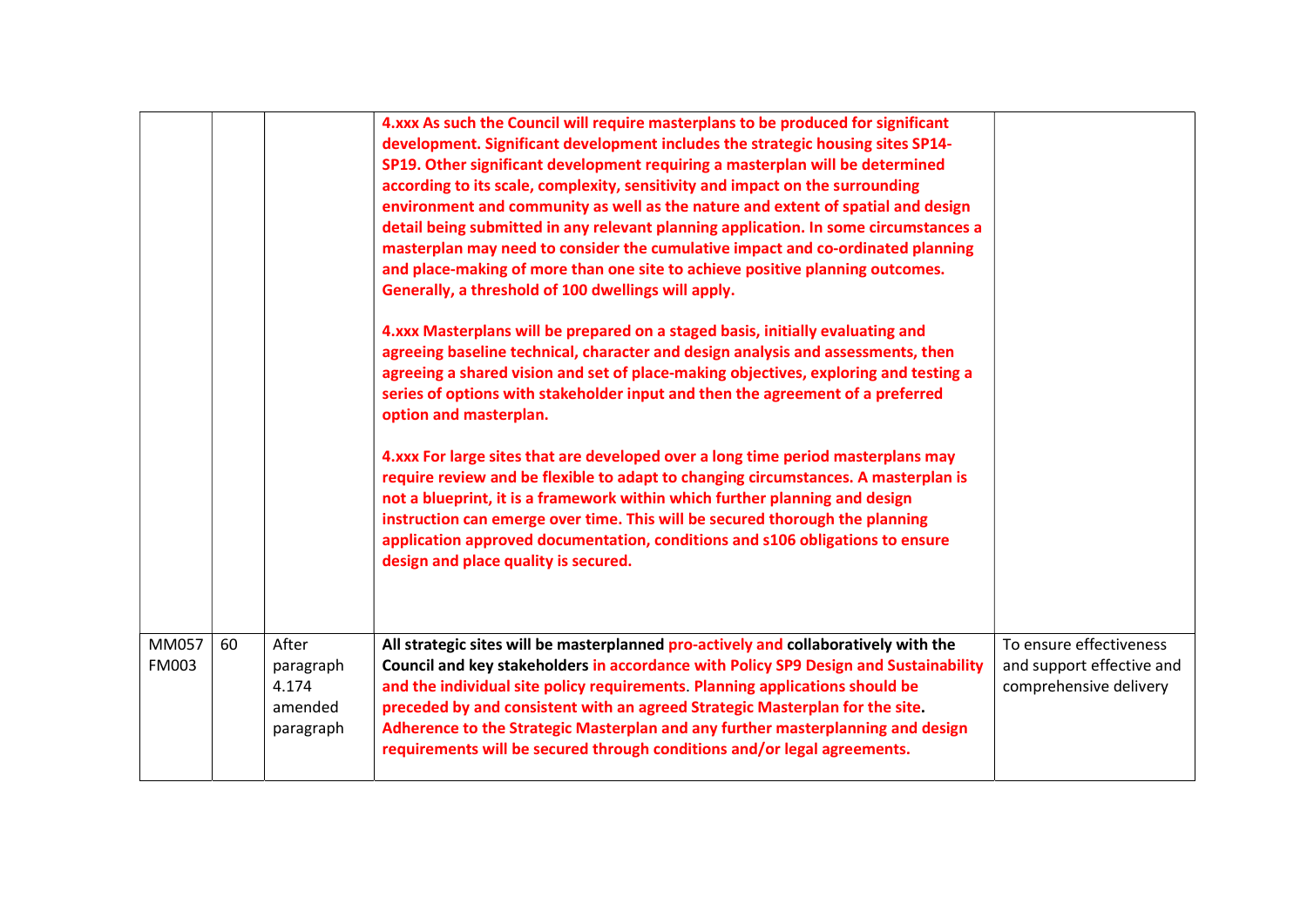| | | | | |
|---|---|---|---|---|
| | | | **4.xxx As such the Council will require masterplans to be produced for significant development. Significant development includes the strategic housing sites SP14-SP19. Other significant development requiring a masterplan will be determined according to its scale, complexity, sensitivity and impact on the surrounding environment and community as well as the nature and extent of spatial and design detail being submitted in any relevant planning application. In some circumstances a masterplan may need to consider the cumulative impact and co-ordinated planning and place-making of more than one site to achieve positive planning outcomes. Generally, a threshold of 100 dwellings will apply.**<br><br>**4.xxx Masterplans will be prepared on a staged basis, initially evaluating and agreeing baseline technical, character and design analysis and assessments, then agreeing a shared vision and set of place-making objectives, exploring and testing a series of options with stakeholder input and then the agreement of a preferred option and masterplan.**<br><br>**4.xxx For large sites that are developed over a long time period masterplans may require review and be flexible to adapt to changing circumstances. A masterplan is not a blueprint, it is a framework within which further planning and design instruction can emerge over time. This will be secured thorough the planning application approved documentation, conditions and s106 obligations to ensure design and place quality is secured.** | |
| MM057 FM003 | 60 | After paragraph 4.174 amended paragraph | **All strategic sites will be masterplanned pro-actively and collaboratively with the Council and key stakeholders in accordance with Policy SP9 Design and Sustainability and the individual site policy requirements. Planning applications should be preceded by and consistent with an agreed Strategic Masterplan for the site. Adherence to the Strategic Masterplan and any further masterplanning and design requirements will be secured through conditions and/or legal agreements.** | To ensure effectiveness and support effective and comprehensive delivery |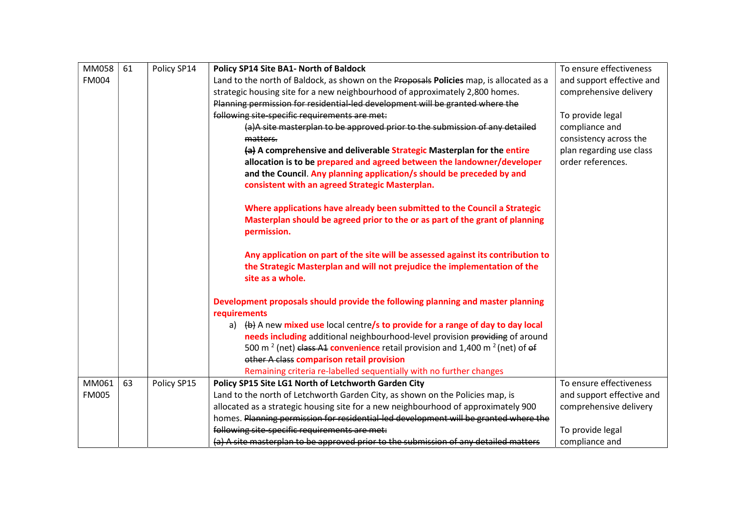| MM058 FM004 | 61 | Policy SP14 | **Policy SP14 Site BA1- North of Baldock**<br>Land to the north of Baldock, as shown on the ~~Proposals~~ **Policies** map, is allocated as a strategic housing site for a new neighbourhood of approximately 2,800 homes. ~~Planning permission for residential-led development will be granted where the following site-specific requirements are met:~~<br>~~(a)A site masterplan to be approved prior to the submission of any detailed matters.~~<br>~~(a)~~ **A comprehensive and deliverable Strategic Masterplan for the entire allocation is to be prepared and agreed between the landowner/developer and the Council. Any planning application/s should be preceded by and consistent with an agreed Strategic Masterplan.**<br><br>**Where applications have already been submitted to the Council a Strategic Masterplan should be agreed prior to the or as part of the grant of planning permission.**<br><br>**Any application on part of the site will be assessed against its contribution to the Strategic Masterplan and will not prejudice the implementation of the site as a whole.**<br><br>**Development proposals should provide the following planning and master planning requirements**<br>a) ~~(b)~~ A new **mixed use** local centre**/s to provide for a range of day to day local needs including** additional neighbourhood-level provision ~~providing~~ of around 500 $m^2$ (net) ~~class A1~~ **convenience** retail provision and 1,400 $m^2$ (net) of ~~of other A class~~ **comparison retail provision**<br>Remaining criteria re-labelled sequentially with no further changes | To ensure effectiveness and support effective and comprehensive delivery<br><br>To provide legal compliance and consistency across the plan regarding use class order references. |
|---|---|---|---|---|
| MM061 FM005 | 63 | Policy SP15 | **Policy SP15 Site LG1 North of Letchworth Garden City**<br>Land to the north of Letchworth Garden City, as shown on the Policies map, is allocated as a strategic housing site for a new neighbourhood of approximately 900 homes. ~~Planning permission for residential-led development will be granted where the following site-specific requirements are met:~~<br>~~(a) A site masterplan to be approved prior to the submission of any detailed matters~~ | To ensure effectiveness and support effective and comprehensive delivery<br><br>To provide legal compliance and |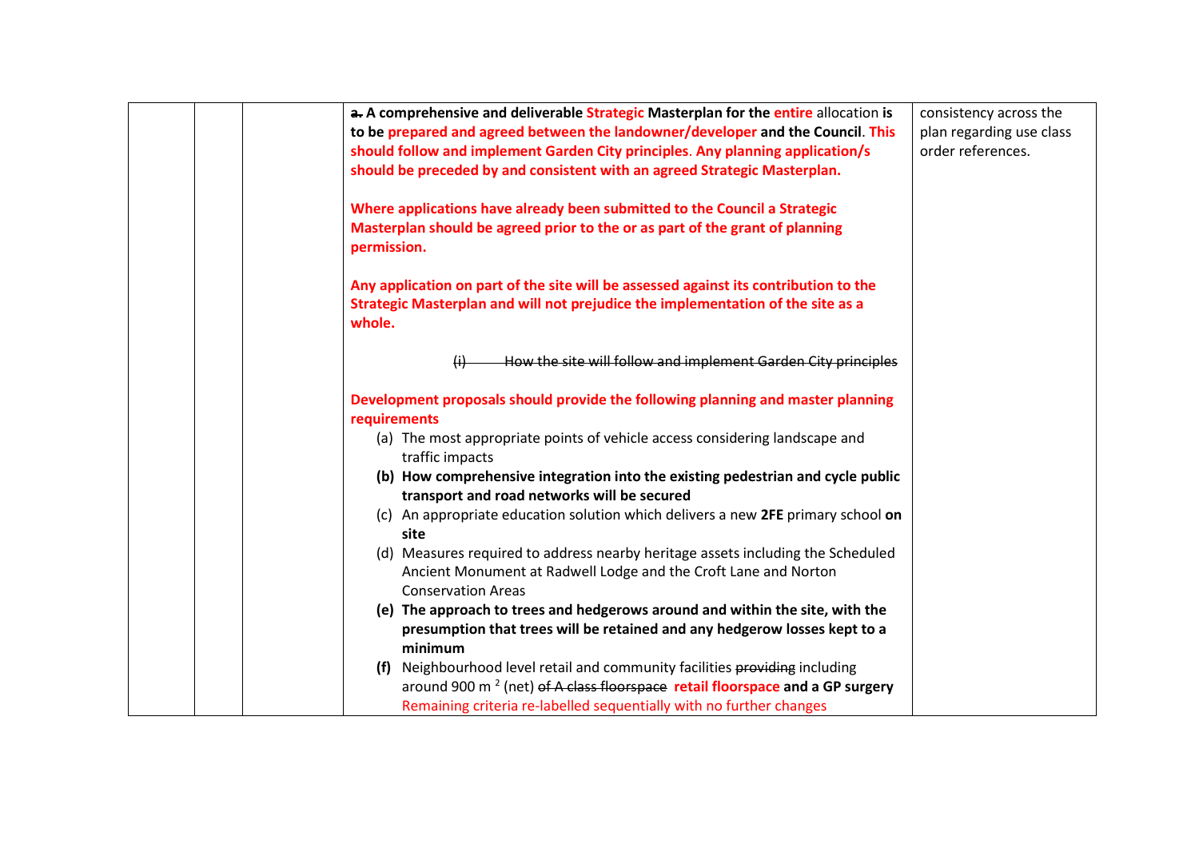| | | | ~~a.~~ **A comprehensive and deliverable Strategic Masterplan for the entire allocation is to be prepared and agreed between the landowner/developer and the Council. This should follow and implement Garden City principles. Any planning application/s should be preceded by and consistent with an agreed Strategic Masterplan.**<br><br>**Where applications have already been submitted to the Council a Strategic Masterplan should be agreed prior to the or as part of the grant of planning permission.**<br><br>**Any application on part of the site will be assessed against its contribution to the Strategic Masterplan and will not prejudice the implementation of the site as a whole.**<br><br>~~(i) How the site will follow and implement Garden City principles~~<br><br>**Development proposals should provide the following planning and master planning requirements**<br>(a) The most appropriate points of vehicle access considering landscape and traffic impacts<br>**(b) How comprehensive integration into the existing pedestrian and cycle public transport and road networks will be secured**<br>(c) An appropriate education solution which delivers a new **2FE** primary school **on site**<br>(d) Measures required to address nearby heritage assets including the Scheduled Ancient Monument at Radwell Lodge and the Croft Lane and Norton Conservation Areas<br>**(e) The approach to trees and hedgerows around and within the site, with the presumption that trees will be retained and any hedgerow losses kept to a minimum**<br>**(f)** Neighbourhood level retail and community facilities ~~providing~~ including around 900 $m^2$ (net) ~~of A class floorspace~~ **retail floorspace and a GP surgery**<br>Remaining criteria re-labelled sequentially with no further changes | consistency across the plan regarding use class order references. |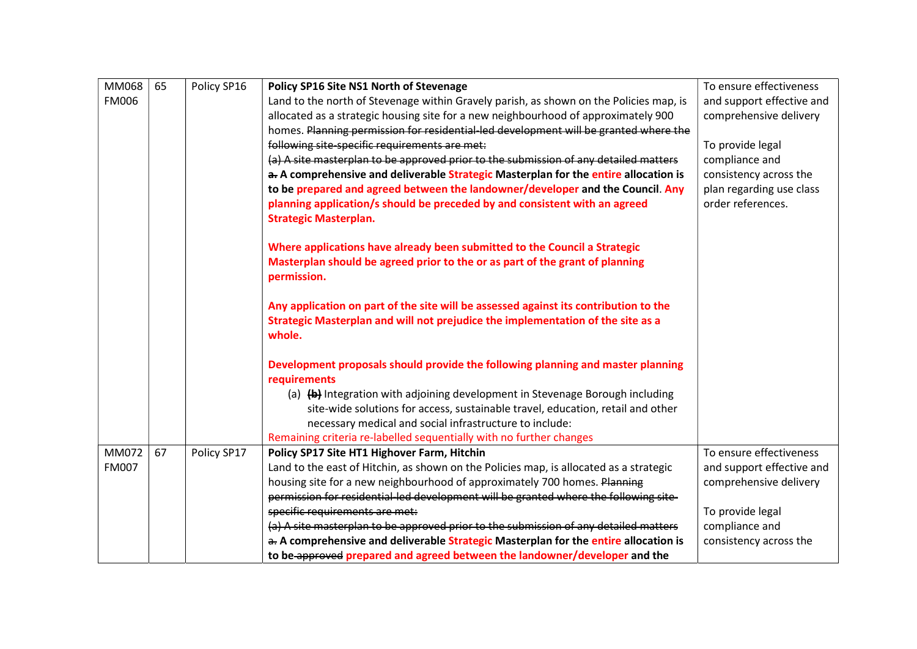| MM068 FM006 | 65 | Policy SP16 | **Policy SP16 Site NS1 North of Stevenage**<br>Land to the north of Stevenage within Gravely parish, as shown on the Policies map, is allocated as a strategic housing site for a new neighbourhood of approximately 900 homes. ~~Planning permission for residential-led development will be granted where the following site-specific requirements are met:~~<br>~~(a) A site masterplan to be approved prior to the submission of any detailed matters~~<br>~~a.~~ **A comprehensive and deliverable Strategic Masterplan for the entire allocation is to be prepared and agreed between the landowner/developer and the Council. Any planning application/s should be preceded by and consistent with an agreed Strategic Masterplan.**<br><br>**Where applications have already been submitted to the Council a Strategic Masterplan should be agreed prior to the or as part of the grant of planning permission.**<br><br>**Any application on part of the site will be assessed against its contribution to the Strategic Masterplan and will not prejudice the implementation of the site as a whole.**<br><br>**Development proposals should provide the following planning and master planning requirements**<br>(a) ~~(b)~~ Integration with adjoining development in Stevenage Borough including site-wide solutions for access, sustainable travel, education, retail and other necessary medical and social infrastructure to include:<br>Remaining criteria re-labelled sequentially with no further changes | To ensure effectiveness and support effective and comprehensive delivery<br><br>To provide legal compliance and consistency across the plan regarding use class order references. |
|---|---|---|---|---|
| MM072 FM007 | 67 | Policy SP17 | **Policy SP17 Site HT1 Highover Farm, Hitchin**<br>Land to the east of Hitchin, as shown on the Policies map, is allocated as a strategic housing site for a new neighbourhood of approximately 700 homes. ~~Planning permission for residential-led development will be granted where the following site-specific requirements are met:~~<br>~~(a) A site masterplan to be approved prior to the submission of any detailed matters~~<br>~~a.~~ **A comprehensive and deliverable Strategic Masterplan for the entire allocation is to be** ~~approved~~ **prepared and agreed between the landowner/developer and the** | To ensure effectiveness and support effective and comprehensive delivery<br><br>To provide legal compliance and consistency across the |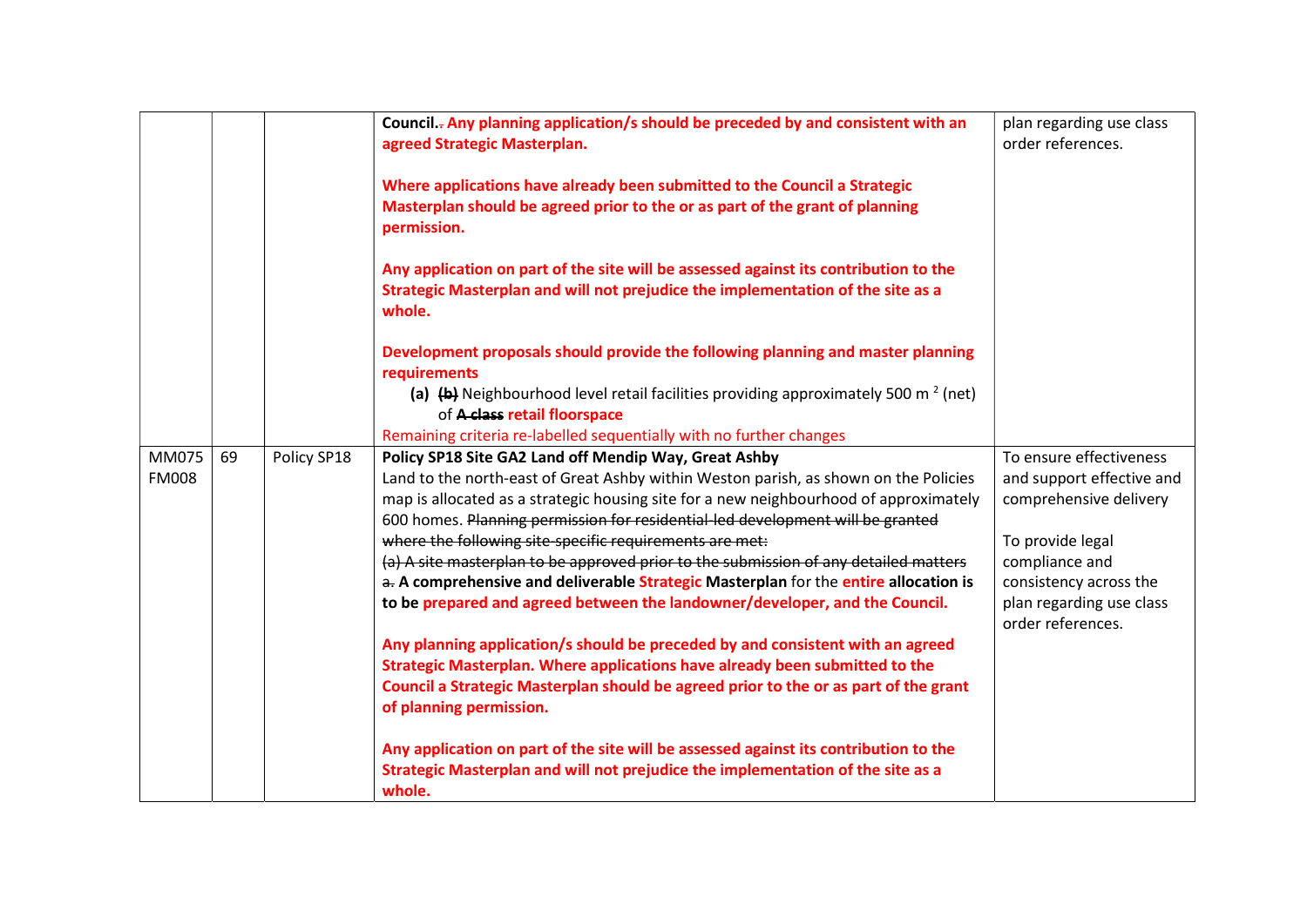| | | | | |
|---|---|---|---|---|
| | | | **Council.~~.~~ Any planning application/s should be preceded by and consistent with an agreed Strategic Masterplan.**<br><br>**Where applications have already been submitted to the Council a Strategic Masterplan should be agreed prior to the or as part of the grant of planning permission.**<br><br>**Any application on part of the site will be assessed against its contribution to the Strategic Masterplan and will not prejudice the implementation of the site as a whole.**<br><br>**Development proposals should provide the following planning and master planning requirements**<br>**(a)** ~~(b)~~ Neighbourhood level retail facilities providing approximately 500 m [2] (net) of ~~**A class**~~ **retail floorspace**<br>Remaining criteria re-labelled sequentially with no further changes | plan regarding use class order references. |
| MM075 FM008 | 69 | Policy SP18 | **Policy SP18 Site GA2 Land off Mendip Way, Great Ashby**<br>Land to the north-east of Great Ashby within Weston parish, as shown on the Policies map is allocated as a strategic housing site for a new neighbourhood of approximately 600 homes. ~~Planning permission for residential-led development will be granted where the following site-specific requirements are met:~~<br>~~(a) A site masterplan to be approved prior to the submission of any detailed matters~~<br>~~a.~~ **A comprehensive and deliverable Strategic Masterplan for the entire allocation is to be prepared and agreed between the landowner/developer, and the Council.**<br><br>**Any planning application/s should be preceded by and consistent with an agreed Strategic Masterplan. Where applications have already been submitted to the Council a Strategic Masterplan should be agreed prior to the or as part of the grant of planning permission.**<br><br>**Any application on part of the site will be assessed against its contribution to the Strategic Masterplan and will not prejudice the implementation of the site as a whole.** | To ensure effectiveness and support effective and comprehensive delivery<br><br>To provide legal compliance and consistency across the plan regarding use class order references. |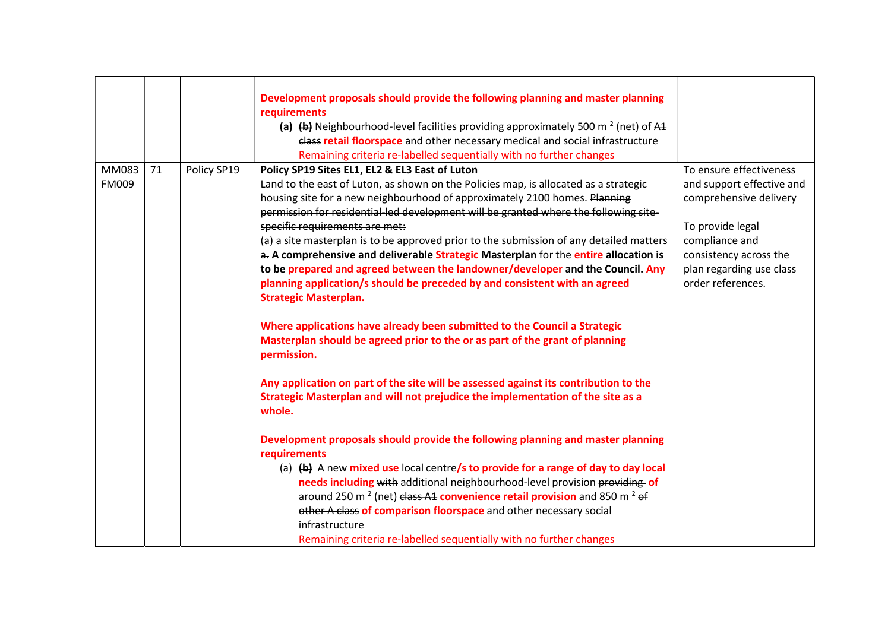| | | | | |
|---|---|---|---|---|
| | | | **Development proposals should provide the following planning and master planning requirements**<br>(a) ~~(b)~~ Neighbourhood-level facilities providing approximately 500 m $^2$ (net) of ~~A1 class~~ **retail floorspace** and other necessary medical and social infrastructure<br>Remaining criteria re-labelled sequentially with no further changes | |
| MM083 FM009 | 71 | Policy SP19 | **Policy SP19 Sites EL1, EL2 & EL3 East of Luton**<br>Land to the east of Luton, as shown on the Policies map, is allocated as a strategic housing site for a new neighbourhood of approximately 2100 homes. ~~Planning permission for residential-led development will be granted where the following site-specific requirements are met:~~<br>~~(a) a site masterplan is to be approved prior to the submission of any detailed matters~~<br>~~a.~~ **A comprehensive and deliverable Strategic Masterplan** for the **entire allocation is to be prepared and agreed between the landowner/developer and the Council. Any planning application/s should be preceded by and consistent with an agreed Strategic Masterplan.**<br><br>**Where applications have already been submitted to the Council a Strategic Masterplan should be agreed prior to the or as part of the grant of planning permission.**<br><br>**Any application on part of the site will be assessed against its contribution to the Strategic Masterplan and will not prejudice the implementation of the site as a whole.**<br><br>**Development proposals should provide the following planning and master planning requirements**<br>(a) ~~(b)~~ A new **mixed use** local centre**/s to provide for a range of day to day local needs including** ~~with~~ additional neighbourhood-level provision ~~providing~~ **of** around 250 m $^2$ (net) ~~class A1~~ **convenience retail provision** and 850 m $^2$ ~~of other A class~~ **of comparison floorspace** and other necessary social infrastructure<br>Remaining criteria re-labelled sequentially with no further changes | To ensure effectiveness and support effective and comprehensive delivery<br><br>To provide legal compliance and consistency across the plan regarding use class order references. |